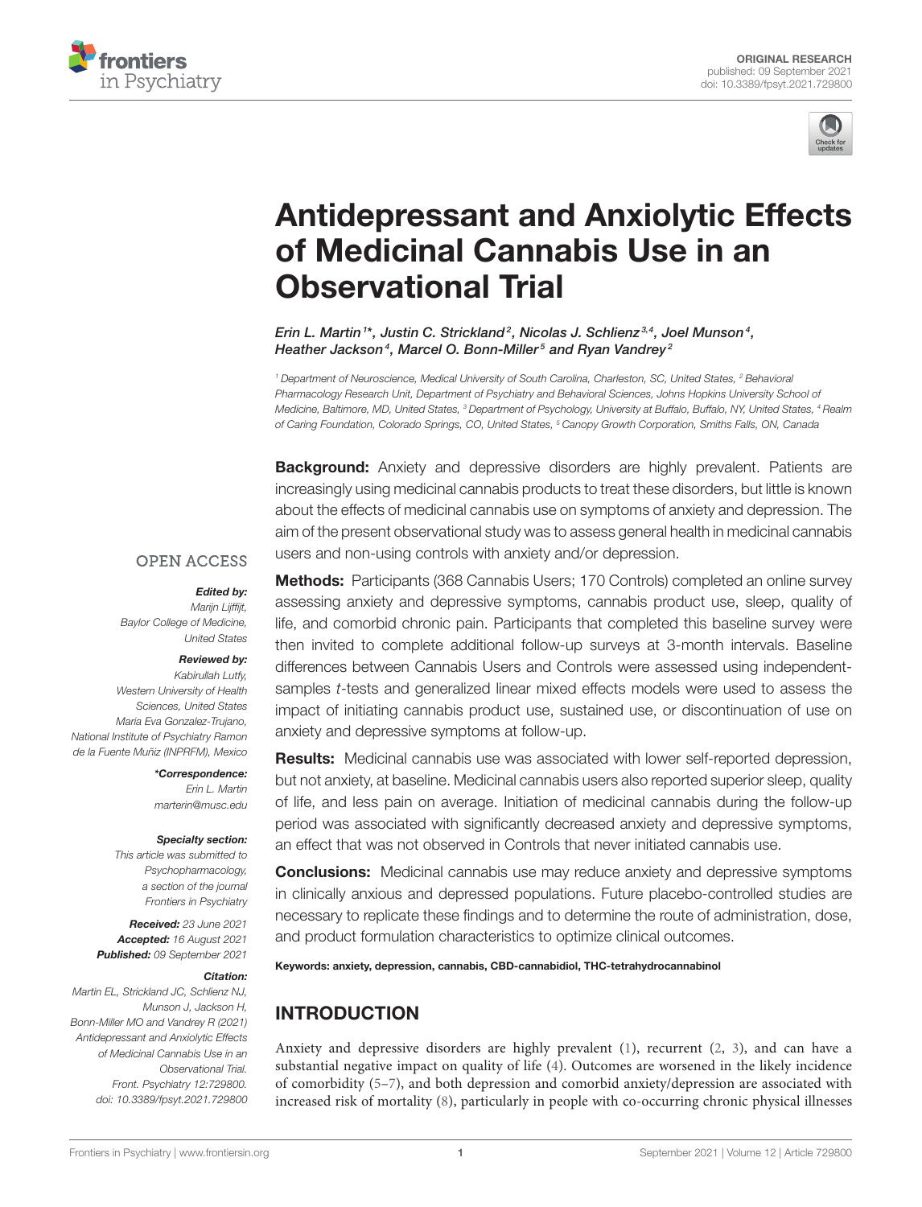ORIGINAL RESEARCH
published: 09 September 2021
doi: 10.3389/fpsyt.2021.729800

# Antidepressant and Anxiolytic Effects of Medicinal Cannabis Use in an Observational Trial

*Erin L. Martin[1]*, Justin C. Strickland[2], Nicolas J. Schlienz[3,4], Joel Munson[4], Heather Jackson[4], Marcel O. Bonn-Miller[5] and Ryan Vandrey[2]*

[1] Department of Neuroscience, Medical University of South Carolina, Charleston, SC, United States, [2] Behavioral Pharmacology Research Unit, Department of Psychiatry and Behavioral Sciences, Johns Hopkins University School of Medicine, Baltimore, MD, United States, [3] Department of Psychology, University at Buffalo, Buffalo, NY, United States, [4] Realm of Caring Foundation, Colorado Springs, CO, United States, [5] Canopy Growth Corporation, Smiths Falls, ON, Canada

OPEN ACCESS

***Edited by:***
Marijn Lijffijt,
Baylor College of Medicine,
United States

***Reviewed by:***
Kabirullah Lutfy,
Western University of Health Sciences, United States
Maria Eva Gonzalez-Trujano,
National Institute of Psychiatry Ramon de la Fuente Muñiz (INPRFM), Mexico

***\*Correspondence:***
Erin L. Martin
marterin@musc.edu

***Specialty section:***
This article was submitted to Psychopharmacology, a section of the journal Frontiers in Psychiatry

***Received:*** 23 June 2021
***Accepted:*** 16 August 2021
***Published:*** 09 September 2021

***Citation:***
Martin EL, Strickland JC, Schlienz NJ, Munson J, Jackson H, Bonn-Miller MO and Vandrey R (2021) Antidepressant and Anxiolytic Effects of Medicinal Cannabis Use in an Observational Trial. Front. Psychiatry 12:729800. doi: 10.3389/fpsyt.2021.729800

**Background:** Anxiety and depressive disorders are highly prevalent. Patients are increasingly using medicinal cannabis products to treat these disorders, but little is known about the effects of medicinal cannabis use on symptoms of anxiety and depression. The aim of the present observational study was to assess general health in medicinal cannabis users and non-using controls with anxiety and/or depression.

**Methods:** Participants (368 Cannabis Users; 170 Controls) completed an online survey assessing anxiety and depressive symptoms, cannabis product use, sleep, quality of life, and comorbid chronic pain. Participants that completed this baseline survey were then invited to complete additional follow-up surveys at 3-month intervals. Baseline differences between Cannabis Users and Controls were assessed using independent-samples *t*-tests and generalized linear mixed effects models were used to assess the impact of initiating cannabis product use, sustained use, or discontinuation of use on anxiety and depressive symptoms at follow-up.

**Results:** Medicinal cannabis use was associated with lower self-reported depression, but not anxiety, at baseline. Medicinal cannabis users also reported superior sleep, quality of life, and less pain on average. Initiation of medicinal cannabis during the follow-up period was associated with significantly decreased anxiety and depressive symptoms, an effect that was not observed in Controls that never initiated cannabis use.

**Conclusions:** Medicinal cannabis use may reduce anxiety and depressive symptoms in clinically anxious and depressed populations. Future placebo-controlled studies are necessary to replicate these findings and to determine the route of administration, dose, and product formulation characteristics to optimize clinical outcomes.

**Keywords: anxiety, depression, cannabis, CBD-cannabidiol, THC-tetrahydrocannabinol**

## INTRODUCTION

Anxiety and depressive disorders are highly prevalent (1), recurrent (2, 3), and can have a substantial negative impact on quality of life (4). Outcomes are worsened in the likely incidence of comorbidity (5–7), and both depression and comorbid anxiety/depression are associated with increased risk of mortality (8), particularly in people with co-occurring chronic physical illnesses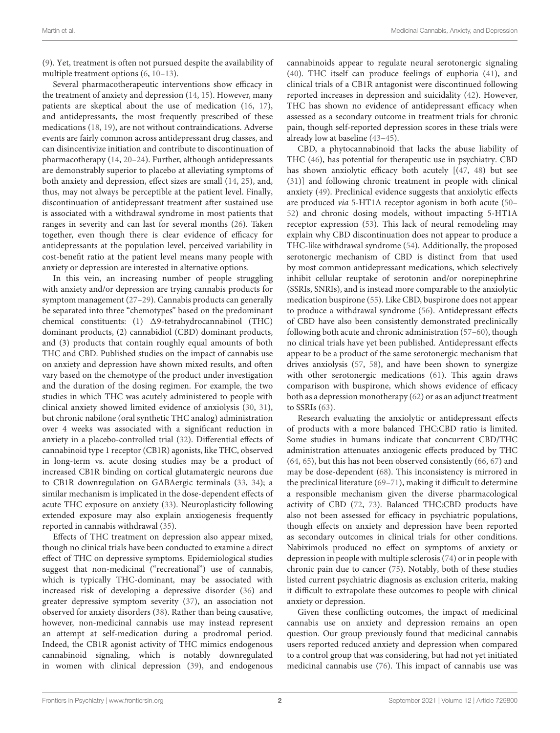(9). Yet, treatment is often not pursued despite the availability of multiple treatment options (6, 10–13).

Several pharmacotherapeutic interventions show efficacy in the treatment of anxiety and depression (14, 15). However, many patients are skeptical about the use of medication (16, 17), and antidepressants, the most frequently prescribed of these medications (18, 19), are not without contraindications. Adverse events are fairly common across antidepressant drug classes, and can disincentivize initiation and contribute to discontinuation of pharmacotherapy (14, 20–24). Further, although antidepressants are demonstrably superior to placebo at alleviating symptoms of both anxiety and depression, effect sizes are small (14, 25), and, thus, may not always be perceptible at the patient level. Finally, discontinuation of antidepressant treatment after sustained use is associated with a withdrawal syndrome in most patients that ranges in severity and can last for several months (26). Taken together, even though there is clear evidence of efficacy for antidepressants at the population level, perceived variability in cost-benefit ratio at the patient level means many people with anxiety or depression are interested in alternative options.

In this vein, an increasing number of people struggling with anxiety and/or depression are trying cannabis products for symptom management (27–29). Cannabis products can generally be separated into three "chemotypes" based on the predominant chemical constituents: (1) Δ9-tetrahydrocannabinol (THC) dominant products, (2) cannabidiol (CBD) dominant products, and (3) products that contain roughly equal amounts of both THC and CBD. Published studies on the impact of cannabis use on anxiety and depression have shown mixed results, and often vary based on the chemotype of the product under investigation and the duration of the dosing regimen. For example, the two studies in which THC was acutely administered to people with clinical anxiety showed limited evidence of anxiolysis (30, 31), but chronic nabilone (oral synthetic THC analog) administration over 4 weeks was associated with a significant reduction in anxiety in a placebo-controlled trial (32). Differential effects of cannabinoid type 1 receptor (CB1R) agonists, like THC, observed in long-term vs. acute dosing studies may be a product of increased CB1R binding on cortical glutamatergic neurons due to CB1R downregulation on GABAergic terminals (33, 34); a similar mechanism is implicated in the dose-dependent effects of acute THC exposure on anxiety (33). Neuroplasticity following extended exposure may also explain anxiogenesis frequently reported in cannabis withdrawal (35).

Effects of THC treatment on depression also appear mixed, though no clinical trials have been conducted to examine a direct effect of THC on depressive symptoms. Epidemiological studies suggest that non-medicinal ("recreational") use of cannabis, which is typically THC-dominant, may be associated with increased risk of developing a depressive disorder (36) and greater depressive symptom severity (37), an association not observed for anxiety disorders (38). Rather than being causative, however, non-medicinal cannabis use may instead represent an attempt at self-medication during a prodromal period. Indeed, the CB1R agonist activity of THC mimics endogenous cannabinoid signaling, which is notably downregulated in women with clinical depression (39), and endogenous cannabinoids appear to regulate neural serotonergic signaling (40). THC itself can produce feelings of euphoria (41), and clinical trials of a CB1R antagonist were discontinued following reported increases in depression and suicidality (42). However, THC has shown no evidence of antidepressant efficacy when assessed as a secondary outcome in treatment trials for chronic pain, though self-reported depression scores in these trials were already low at baseline (43–45).

CBD, a phytocannabinoid that lacks the abuse liability of THC (46), has potential for therapeutic use in psychiatry. CBD has shown anxiolytic efficacy both acutely [(47, 48) but see (31)] and following chronic treatment in people with clinical anxiety (49). Preclinical evidence suggests that anxiolytic effects are produced *via* 5-HT1A receptor agonism in both acute (50–52) and chronic dosing models, without impacting 5-HT1A receptor expression (53). This lack of neural remodeling may explain why CBD discontinuation does not appear to produce a THC-like withdrawal syndrome (54). Additionally, the proposed serotonergic mechanism of CBD is distinct from that used by most common antidepressant medications, which selectively inhibit cellular reuptake of serotonin and/or norepinephrine (SSRIs, SNRIs), and is instead more comparable to the anxiolytic medication buspirone (55). Like CBD, buspirone does not appear to produce a withdrawal syndrome (56). Antidepressant effects of CBD have also been consistently demonstrated preclinically following both acute and chronic administration (57–60), though no clinical trials have yet been published. Antidepressant effects appear to be a product of the same serotonergic mechanism that drives anxiolysis (57, 58), and have been shown to synergize with other serotonergic medications (61). This again draws comparison with buspirone, which shows evidence of efficacy both as a depression monotherapy (62) or as an adjunct treatment to SSRIs (63).

Research evaluating the anxiolytic or antidepressant effects of products with a more balanced THC:CBD ratio is limited. Some studies in humans indicate that concurrent CBD/THC administration attenuates anxiogenic effects produced by THC (64, 65), but this has not been observed consistently (66, 67) and may be dose-dependent (68). This inconsistency is mirrored in the preclinical literature (69–71), making it difficult to determine a responsible mechanism given the diverse pharmacological activity of CBD (72, 73). Balanced THC:CBD products have also not been assessed for efficacy in psychiatric populations, though effects on anxiety and depression have been reported as secondary outcomes in clinical trials for other conditions. Nabiximols produced no effect on symptoms of anxiety or depression in people with multiple sclerosis (74) or in people with chronic pain due to cancer (75). Notably, both of these studies listed current psychiatric diagnosis as exclusion criteria, making it difficult to extrapolate these outcomes to people with clinical anxiety or depression.

Given these conflicting outcomes, the impact of medicinal cannabis use on anxiety and depression remains an open question. Our group previously found that medicinal cannabis users reported reduced anxiety and depression when compared to a control group that was considering, but had not yet initiated medicinal cannabis use (76). This impact of cannabis use was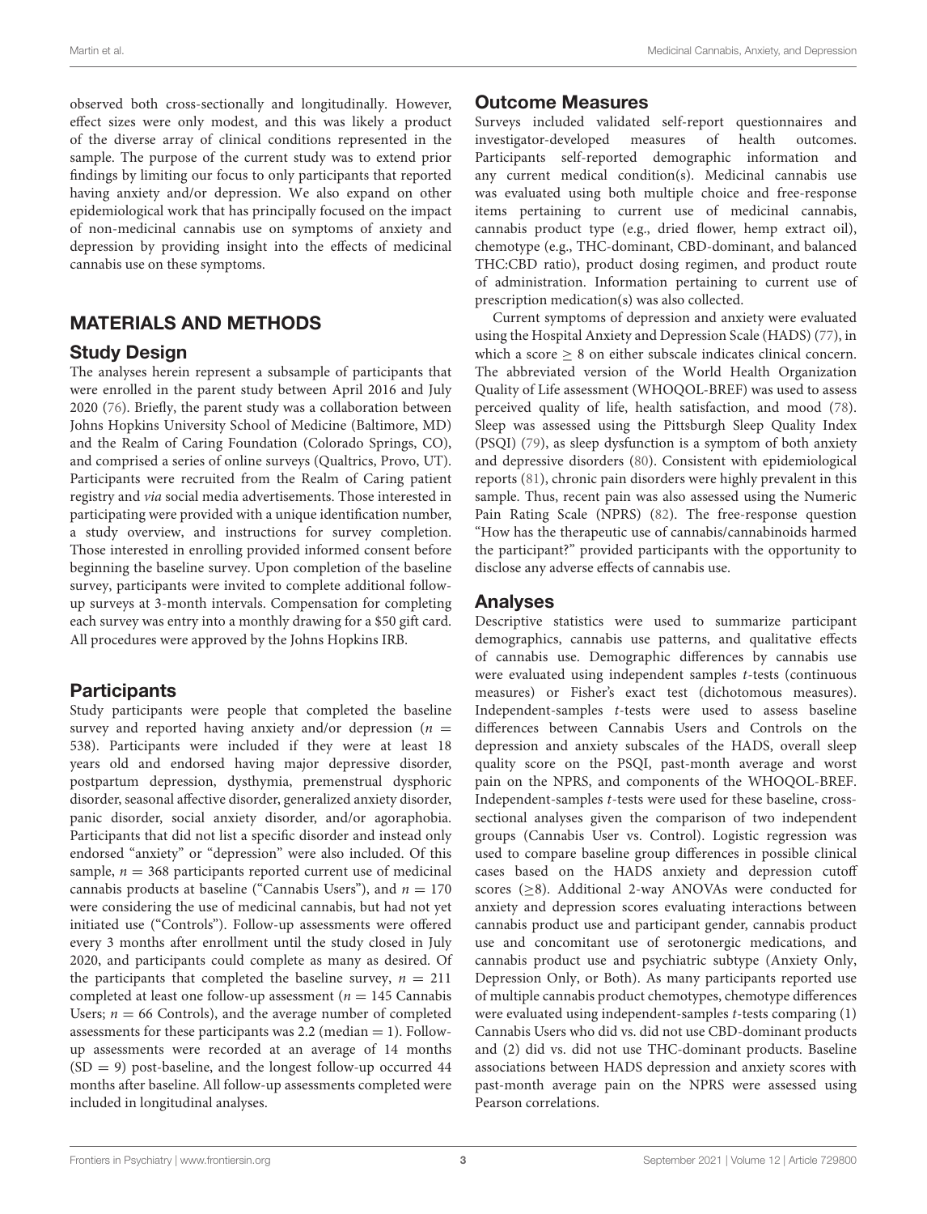observed both cross-sectionally and longitudinally. However, effect sizes were only modest, and this was likely a product of the diverse array of clinical conditions represented in the sample. The purpose of the current study was to extend prior findings by limiting our focus to only participants that reported having anxiety and/or depression. We also expand on other epidemiological work that has principally focused on the impact of non-medicinal cannabis use on symptoms of anxiety and depression by providing insight into the effects of medicinal cannabis use on these symptoms.

## MATERIALS AND METHODS

### Study Design

The analyses herein represent a subsample of participants that were enrolled in the parent study between April 2016 and July 2020 (76). Briefly, the parent study was a collaboration between Johns Hopkins University School of Medicine (Baltimore, MD) and the Realm of Caring Foundation (Colorado Springs, CO), and comprised a series of online surveys (Qualtrics, Provo, UT). Participants were recruited from the Realm of Caring patient registry and *via* social media advertisements. Those interested in participating were provided with a unique identification number, a study overview, and instructions for survey completion. Those interested in enrolling provided informed consent before beginning the baseline survey. Upon completion of the baseline survey, participants were invited to complete additional follow-up surveys at 3-month intervals. Compensation for completing each survey was entry into a monthly drawing for a $50 gift card. All procedures were approved by the Johns Hopkins IRB.

### Participants

Study participants were people that completed the baseline survey and reported having anxiety and/or depression ($n$ = 538). Participants were included if they were at least 18 years old and endorsed having major depressive disorder, postpartum depression, dysthymia, premenstrual dysphoric disorder, seasonal affective disorder, generalized anxiety disorder, panic disorder, social anxiety disorder, and/or agoraphobia. Participants that did not list a specific disorder and instead only endorsed "anxiety" or "depression" were also included. Of this sample, $n$ = 368 participants reported current use of medicinal cannabis products at baseline ("Cannabis Users"), and $n$ = 170 were considering the use of medicinal cannabis, but had not yet initiated use ("Controls"). Follow-up assessments were offered every 3 months after enrollment until the study closed in July 2020, and participants could complete as many as desired. Of the participants that completed the baseline survey, $n$ = 211 completed at least one follow-up assessment ($n$ = 145 Cannabis Users; $n$ = 66 Controls), and the average number of completed assessments for these participants was 2.2 (median = 1). Follow-up assessments were recorded at an average of 14 months (SD = 9) post-baseline, and the longest follow-up occurred 44 months after baseline. All follow-up assessments completed were included in longitudinal analyses.

### Outcome Measures

Surveys included validated self-report questionnaires and investigator-developed measures of health outcomes. Participants self-reported demographic information and any current medical condition(s). Medicinal cannabis use was evaluated using both multiple choice and free-response items pertaining to current use of medicinal cannabis, cannabis product type (e.g., dried flower, hemp extract oil), chemotype (e.g., THC-dominant, CBD-dominant, and balanced THC:CBD ratio), product dosing regimen, and product route of administration. Information pertaining to current use of prescription medication(s) was also collected.

Current symptoms of depression and anxiety were evaluated using the Hospital Anxiety and Depression Scale (HADS) (77), in which a score $\geq$ 8 on either subscale indicates clinical concern. The abbreviated version of the World Health Organization Quality of Life assessment (WHOQOL-BREF) was used to assess perceived quality of life, health satisfaction, and mood (78). Sleep was assessed using the Pittsburgh Sleep Quality Index (PSQI) (79), as sleep dysfunction is a symptom of both anxiety and depressive disorders (80). Consistent with epidemiological reports (81), chronic pain disorders were highly prevalent in this sample. Thus, recent pain was also assessed using the Numeric Pain Rating Scale (NPRS) (82). The free-response question "How has the therapeutic use of cannabis/cannabinoids harmed the participant?" provided participants with the opportunity to disclose any adverse effects of cannabis use.

### Analyses

Descriptive statistics were used to summarize participant demographics, cannabis use patterns, and qualitative effects of cannabis use. Demographic differences by cannabis use were evaluated using independent samples $t$-tests (continuous measures) or Fisher's exact test (dichotomous measures). Independent-samples $t$-tests were used to assess baseline differences between Cannabis Users and Controls on the depression and anxiety subscales of the HADS, overall sleep quality score on the PSQI, past-month average and worst pain on the NPRS, and components of the WHOQOL-BREF. Independent-samples $t$-tests were used for these baseline, cross-sectional analyses given the comparison of two independent groups (Cannabis User vs. Control). Logistic regression was used to compare baseline group differences in possible clinical cases based on the HADS anxiety and depression cutoff scores ($\geq$8). Additional 2-way ANOVAs were conducted for anxiety and depression scores evaluating interactions between cannabis product use and participant gender, cannabis product use and concomitant use of serotonergic medications, and cannabis product use and psychiatric subtype (Anxiety Only, Depression Only, or Both). As many participants reported use of multiple cannabis product chemotypes, chemotype differences were evaluated using independent-samples $t$-tests comparing (1) Cannabis Users who did vs. did not use CBD-dominant products and (2) did vs. did not use THC-dominant products. Baseline associations between HADS depression and anxiety scores with past-month average pain on the NPRS were assessed using Pearson correlations.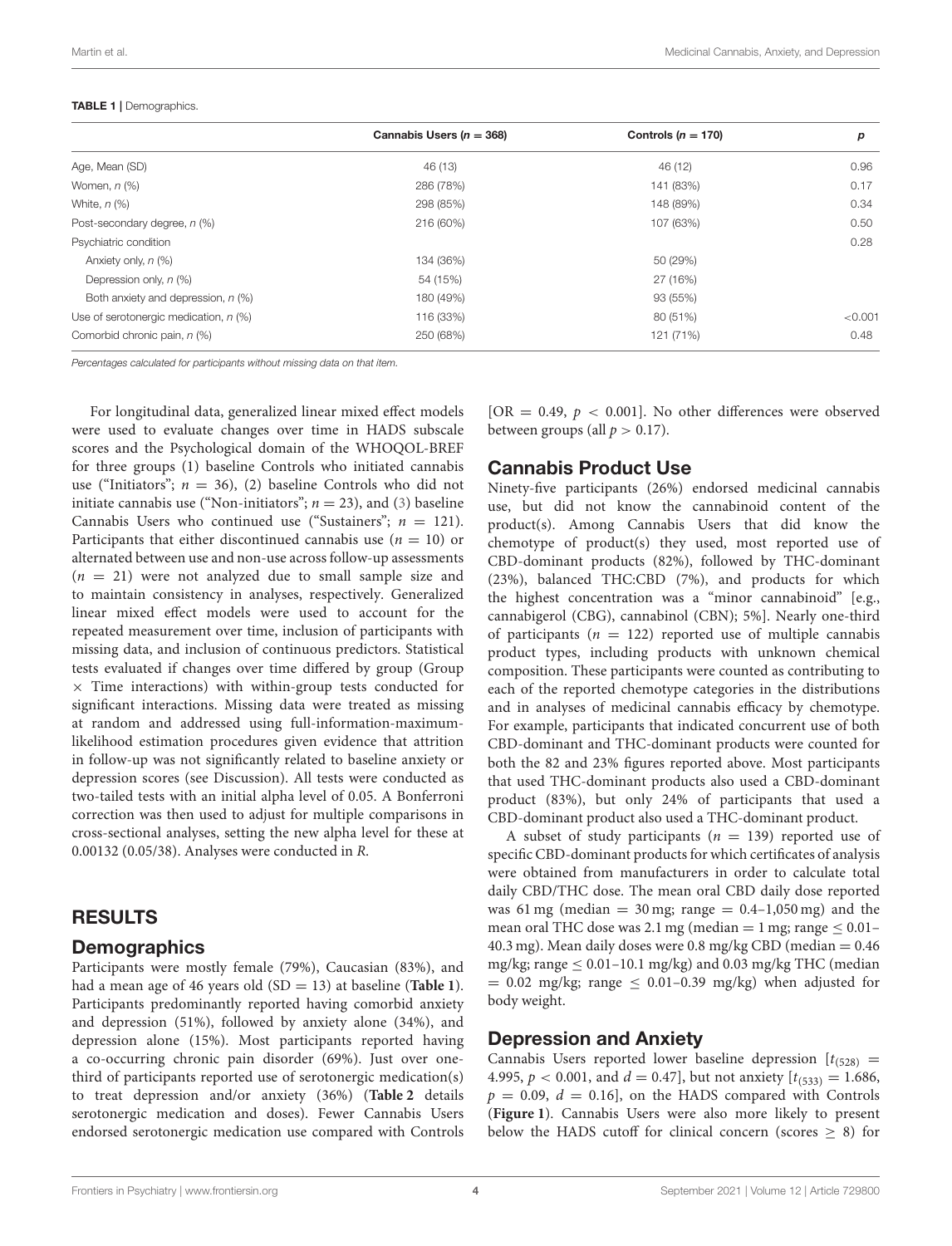**TABLE 1** | Demographics.

| | Cannabis Users ($n$ = 368) | Controls ($n$ = 170) | $p$ |
|---|---|---|---|
| Age, Mean (SD) | 46 (13) | 46 (12) | 0.96 |
| Women, $n$ (%) | 286 (78%) | 141 (83%) | 0.17 |
| White, $n$ (%) | 298 (85%) | 148 (89%) | 0.34 |
| Post-secondary degree, $n$ (%) | 216 (60%) | 107 (63%) | 0.50 |
| Psychiatric condition | | | 0.28 |
| Anxiety only, $n$ (%) | 134 (36%) | 50 (29%) | |
| Depression only, $n$ (%) | 54 (15%) | 27 (16%) | |
| Both anxiety and depression, $n$ (%) | 180 (49%) | 93 (55%) | |
| Use of serotonergic medication, $n$ (%) | 116 (33%) | 80 (51%) | <0.001 |
| Comorbid chronic pain, $n$ (%) | 250 (68%) | 121 (71%) | 0.48 |

*Percentages calculated for participants without missing data on that item.*

For longitudinal data, generalized linear mixed effect models were used to evaluate changes over time in HADS subscale scores and the Psychological domain of the WHOQOL-BREF for three groups (1) baseline Controls who initiated cannabis use ("Initiators"; $n = 36$), (2) baseline Controls who did not initiate cannabis use ("Non-initiators"; $n = 23$), and (3) baseline Cannabis Users who continued use ("Sustainers"; $n = 121$). Participants that either discontinued cannabis use ($n = 10$) or alternated between use and non-use across follow-up assessments ($n = 21$) were not analyzed due to small sample size and to maintain consistency in analyses, respectively. Generalized linear mixed effect models were used to account for the repeated measurement over time, inclusion of participants with missing data, and inclusion of continuous predictors. Statistical tests evaluated if changes over time differed by group (Group × Time interactions) with within-group tests conducted for significant interactions. Missing data were treated as missing at random and addressed using full-information-maximum-likelihood estimation procedures given evidence that attrition in follow-up was not significantly related to baseline anxiety or depression scores (see Discussion). All tests were conducted as two-tailed tests with an initial alpha level of 0.05. A Bonferroni correction was then used to adjust for multiple comparisons in cross-sectional analyses, setting the new alpha level for these at 0.00132 (0.05/38). Analyses were conducted in *R*.

## RESULTS

### Demographics

Participants were mostly female (79%), Caucasian (83%), and had a mean age of 46 years old (SD = 13) at baseline (**Table 1**). Participants predominantly reported having comorbid anxiety and depression (51%), followed by anxiety alone (34%), and depression alone (15%). Most participants reported having a co-occurring chronic pain disorder (69%). Just over one-third of participants reported use of serotonergic medication(s) to treat depression and/or anxiety (36%) (**Table 2** details serotonergic medication and doses). Fewer Cannabis Users endorsed serotonergic medication use compared with Controls [OR = 0.49, $p < 0.001$]. No other differences were observed between groups (all $p > 0.17$).

### Cannabis Product Use

Ninety-five participants (26%) endorsed medicinal cannabis use, but did not know the cannabinoid content of the product(s). Among Cannabis Users that did know the chemotype of product(s) they used, most reported use of CBD-dominant products (82%), followed by THC-dominant (23%), balanced THC:CBD (7%), and products for which the highest concentration was a "minor cannabinoid" [e.g., cannabigerol (CBG), cannabinol (CBN); 5%]. Nearly one-third of participants ($n = 122$) reported use of multiple cannabis product types, including products with unknown chemical composition. These participants were counted as contributing to each of the reported chemotype categories in the distributions and in analyses of medicinal cannabis efficacy by chemotype. For example, participants that indicated concurrent use of both CBD-dominant and THC-dominant products were counted for both the 82 and 23% figures reported above. Most participants that used THC-dominant products also used a CBD-dominant product (83%), but only 24% of participants that used a CBD-dominant product also used a THC-dominant product.

A subset of study participants ($n = 139$) reported use of specific CBD-dominant products for which certificates of analysis were obtained from manufacturers in order to calculate total daily CBD/THC dose. The mean oral CBD daily dose reported was 61 mg (median = 30 mg; range = 0.4–1,050 mg) and the mean oral THC dose was 2.1 mg (median = 1 mg; range ≤ 0.01–40.3 mg). Mean daily doses were 0.8 mg/kg CBD (median = 0.46 mg/kg; range ≤ 0.01–10.1 mg/kg) and 0.03 mg/kg THC (median = 0.02 mg/kg; range ≤ 0.01–0.39 mg/kg) when adjusted for body weight.

### Depression and Anxiety

Cannabis Users reported lower baseline depression [$t_{(528)} = 4.995$, $p < 0.001$, and $d = 0.47$], but not anxiety [$t_{(533)} = 1.686$, $p = 0.09$, $d = 0.16$], on the HADS compared with Controls (**Figure 1**). Cannabis Users were also more likely to present below the HADS cutoff for clinical concern (scores ≥ 8) for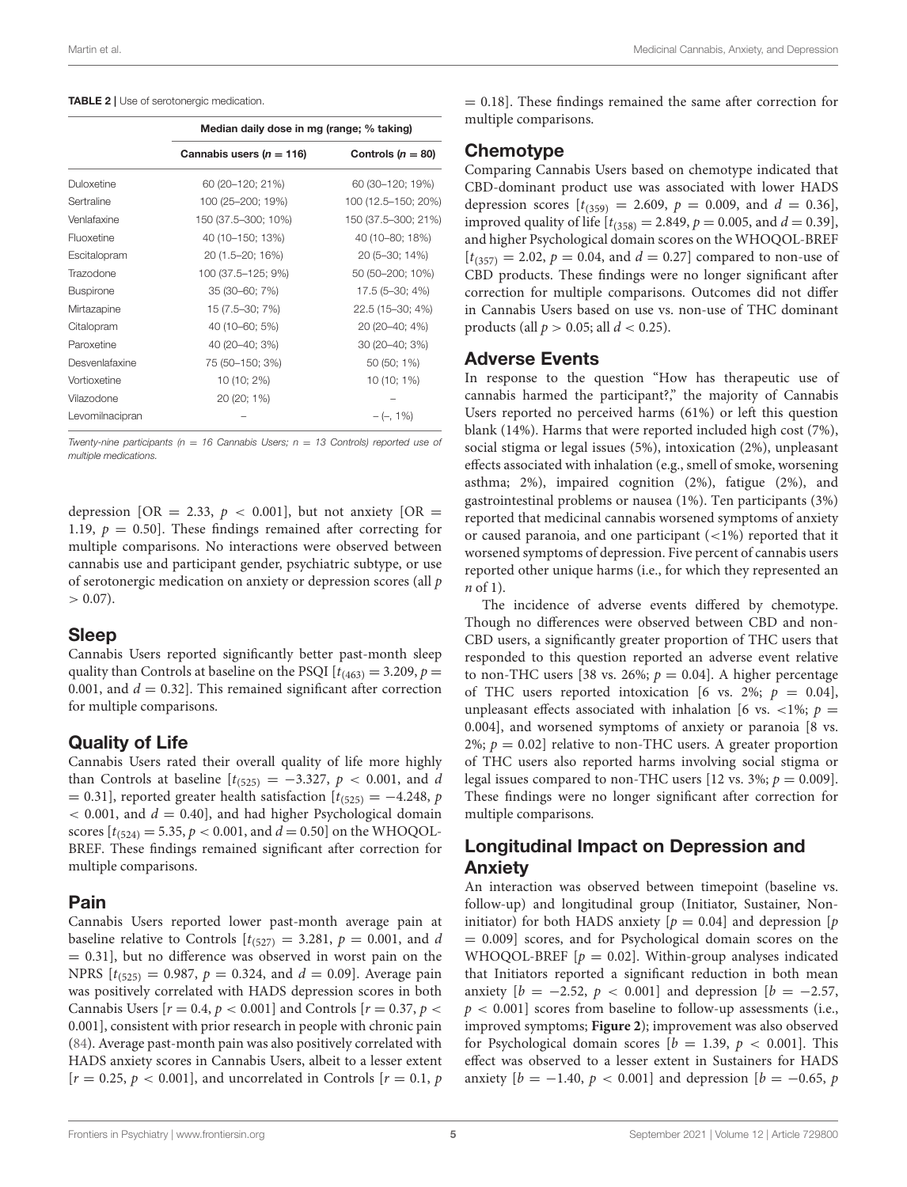**TABLE 2** | Use of serotonergic medication.

| | Median daily dose in mg (range; % taking) | |
|---|---|---|
| | Cannabis users ($n = 116$) | Controls ($n = 80$) |
| Duloxetine | 60 (20–120; 21%) | 60 (30–120; 19%) |
| Sertraline | 100 (25–200; 19%) | 100 (12.5–150; 20%) |
| Venlafaxine | 150 (37.5–300; 10%) | 150 (37.5–300; 21%) |
| Fluoxetine | 40 (10–150; 13%) | 40 (10–80; 18%) |
| Escitalopram | 20 (1.5–20; 16%) | 20 (5–30; 14%) |
| Trazodone | 100 (37.5–125; 9%) | 50 (50–200; 10%) |
| Buspirone | 35 (30–60; 7%) | 17.5 (5–30; 4%) |
| Mirtazapine | 15 (7.5–30; 7%) | 22.5 (15–30; 4%) |
| Citalopram | 40 (10–60; 5%) | 20 (20–40; 4%) |
| Paroxetine | 40 (20–40; 3%) | 30 (20–40; 3%) |
| Desvenlafaxine | 75 (50–150; 3%) | 50 (50; 1%) |
| Vortioxetine | 10 (10; 2%) | 10 (10; 1%) |
| Vilazodone | 20 (20; 1%) | – |
| Levomilnacipran | – | – (–, 1%) |

*Twenty-nine participants (n = 16 Cannabis Users; n = 13 Controls) reported use of multiple medications.*

depression [OR = 2.33, $p < 0.001$], but not anxiety [OR = 1.19, $p = 0.50$]. These findings remained after correcting for multiple comparisons. No interactions were observed between cannabis use and participant gender, psychiatric subtype, or use of serotonergic medication on anxiety or depression scores (all $p > 0.07$).

## Sleep

Cannabis Users reported significantly better past-month sleep quality than Controls at baseline on the PSQI [$t_{(463)} = 3.209$, $p = 0.001$, and $d = 0.32$]. This remained significant after correction for multiple comparisons.

## Quality of Life

Cannabis Users rated their overall quality of life more highly than Controls at baseline [$t_{(525)} = -3.327$, $p < 0.001$, and $d = 0.31$], reported greater health satisfaction [$t_{(525)} = -4.248$, $p < 0.001$, and $d = 0.40$], and had higher Psychological domain scores [$t_{(524)} = 5.35$, $p < 0.001$, and $d = 0.50$] on the WHOQOL-BREF. These findings remained significant after correction for multiple comparisons.

## Pain

Cannabis Users reported lower past-month average pain at baseline relative to Controls [$t_{(527)} = 3.281$, $p = 0.001$, and $d = 0.31$], but no difference was observed in worst pain on the NPRS [$t_{(525)} = 0.987$, $p = 0.324$, and $d = 0.09$]. Average pain was positively correlated with HADS depression scores in both Cannabis Users [$r = 0.4$, $p < 0.001$] and Controls [$r = 0.37$, $p < 0.001$], consistent with prior research in people with chronic pain (84). Average past-month pain was also positively correlated with HADS anxiety scores in Cannabis Users, albeit to a lesser extent [$r = 0.25$, $p < 0.001$], and uncorrelated in Controls [$r = 0.1$, $p = 0.18$]. These findings remained the same after correction for multiple comparisons.

## Chemotype

Comparing Cannabis Users based on chemotype indicated that CBD-dominant product use was associated with lower HADS depression scores [$t_{(359)} = 2.609$, $p = 0.009$, and $d = 0.36$], improved quality of life [$t_{(358)} = 2.849$, $p = 0.005$, and $d = 0.39$], and higher Psychological domain scores on the WHOQOL-BREF [$t_{(357)} = 2.02$, $p = 0.04$, and $d = 0.27$] compared to non-use of CBD products. These findings were no longer significant after correction for multiple comparisons. Outcomes did not differ in Cannabis Users based on use vs. non-use of THC dominant products (all $p > 0.05$; all $d < 0.25$).

## Adverse Events

In response to the question "How has therapeutic use of cannabis harmed the participant?," the majority of Cannabis Users reported no perceived harms (61%) or left this question blank (14%). Harms that were reported included high cost (7%), social stigma or legal issues (5%), intoxication (2%), unpleasant effects associated with inhalation (e.g., smell of smoke, worsening asthma; 2%), impaired cognition (2%), fatigue (2%), and gastrointestinal problems or nausea (1%). Ten participants (3%) reported that medicinal cannabis worsened symptoms of anxiety or caused paranoia, and one participant (<1%) reported that it worsened symptoms of depression. Five percent of cannabis users reported other unique harms (i.e., for which they represented an *n* of 1).

The incidence of adverse events differed by chemotype. Though no differences were observed between CBD and non-CBD users, a significantly greater proportion of THC users that responded to this question reported an adverse event relative to non-THC users [38 vs. 26%; $p = 0.04$]. A higher percentage of THC users reported intoxication [6 vs. 2%; $p = 0.04$], unpleasant effects associated with inhalation [6 vs. <1%; $p = 0.004$], and worsened symptoms of anxiety or paranoia [8 vs. 2%; $p = 0.02$] relative to non-THC users. A greater proportion of THC users also reported harms involving social stigma or legal issues compared to non-THC users [12 vs. 3%; $p = 0.009$]. These findings were no longer significant after correction for multiple comparisons.

## Longitudinal Impact on Depression and Anxiety

An interaction was observed between timepoint (baseline vs. follow-up) and longitudinal group (Initiator, Sustainer, Non-initiator) for both HADS anxiety [$p = 0.04$] and depression [$p = 0.009$] scores, and for Psychological domain scores on the WHOQOL-BREF [$p = 0.02$]. Within-group analyses indicated that Initiators reported a significant reduction in both mean anxiety [$b = -2.52$, $p < 0.001$] and depression [$b = -2.57$, $p < 0.001$] scores from baseline to follow-up assessments (i.e., improved symptoms; **Figure 2**); improvement was also observed for Psychological domain scores [$b = 1.39$, $p < 0.001$]. This effect was observed to a lesser extent in Sustainers for HADS anxiety [$b = -1.40$, $p < 0.001$] and depression [$b = -0.65$, $p$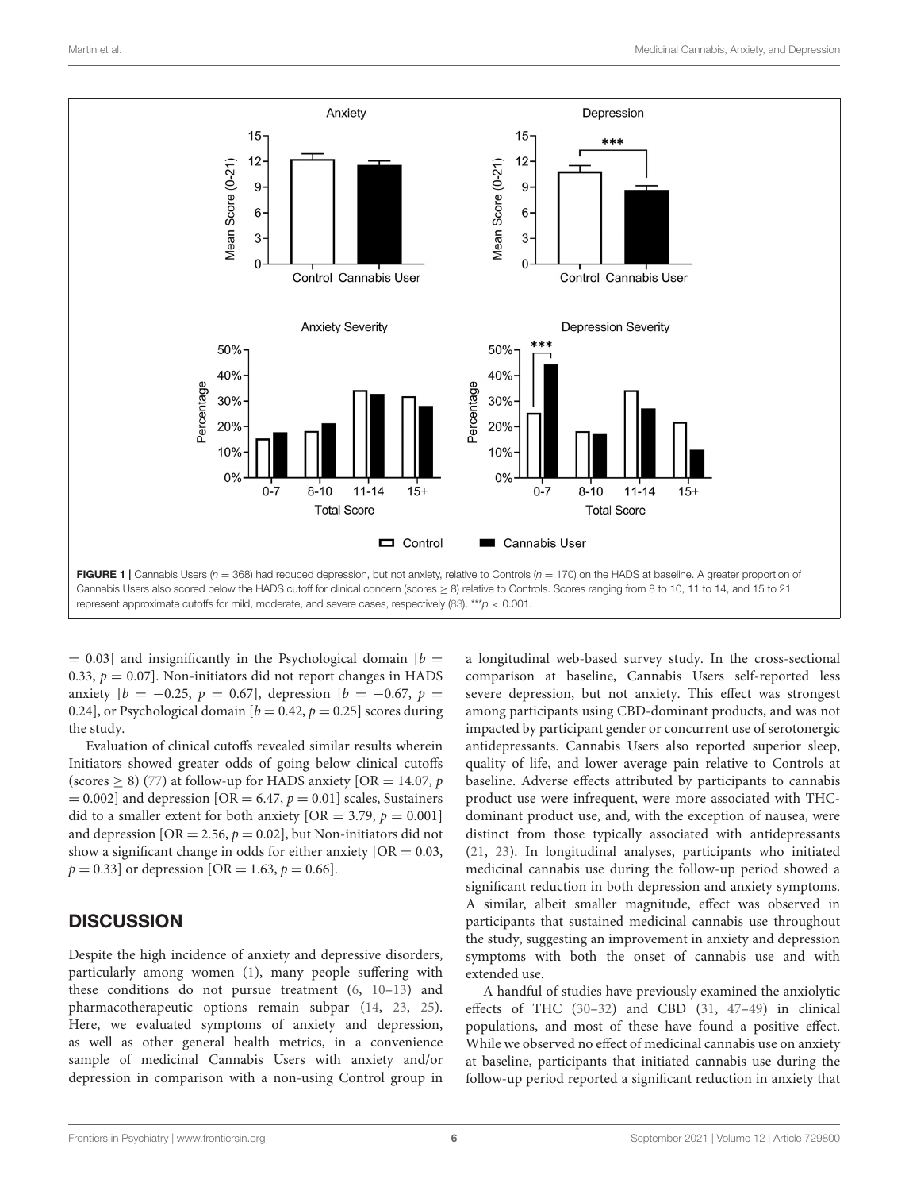FIGURE 1 | Cannabis Users ($n = 368$) had reduced depression, but not anxiety, relative to Controls ($n = 170$) on the HADS at baseline. A greater proportion of Cannabis Users also scored below the HADS cutoff for clinical concern (scores ≥ 8) relative to Controls. Scores ranging from 8 to 10, 11 to 14, and 15 to 21 represent approximate cutoffs for mild, moderate, and severe cases, respectively (83). ***$p < 0.001$.

= 0.03] and insignificantly in the Psychological domain [$b = 0.33$, $p = 0.07$]. Non-initiators did not report changes in HADS anxiety [$b = -0.25$, $p = 0.67$], depression [$b = -0.67$, $p = 0.24$], or Psychological domain [$b = 0.42$, $p = 0.25$] scores during the study.

Evaluation of clinical cutoffs revealed similar results wherein Initiators showed greater odds of going below clinical cutoffs (scores ≥ 8) (77) at follow-up for HADS anxiety [OR = 14.07, $p = 0.002$] and depression [OR = 6.47, $p = 0.01$] scales, Sustainers did to a smaller extent for both anxiety [OR = 3.79, $p = 0.001$] and depression [OR = 2.56, $p = 0.02$], but Non-initiators did not show a significant change in odds for either anxiety [OR = 0.03, $p = 0.33$] or depression [OR = 1.63, $p = 0.66$].

## DISCUSSION

Despite the high incidence of anxiety and depressive disorders, particularly among women (1), many people suffering with these conditions do not pursue treatment (6, 10–13) and pharmacotherapeutic options remain subpar (14, 23, 25). Here, we evaluated symptoms of anxiety and depression, as well as other general health metrics, in a convenience sample of medicinal Cannabis Users with anxiety and/or depression in comparison with a non-using Control group in a longitudinal web-based survey study. In the cross-sectional comparison at baseline, Cannabis Users self-reported less severe depression, but not anxiety. This effect was strongest among participants using CBD-dominant products, and was not impacted by participant gender or concurrent use of serotonergic antidepressants. Cannabis Users also reported superior sleep, quality of life, and lower average pain relative to Controls at baseline. Adverse effects attributed by participants to cannabis product use were infrequent, were more associated with THC-dominant product use, and, with the exception of nausea, were distinct from those typically associated with antidepressants (21, 23). In longitudinal analyses, participants who initiated medicinal cannabis use during the follow-up period showed a significant reduction in both depression and anxiety symptoms. A similar, albeit smaller magnitude, effect was observed in participants that sustained medicinal cannabis use throughout the study, suggesting an improvement in anxiety and depression symptoms with both the onset of cannabis use and with extended use.

A handful of studies have previously examined the anxiolytic effects of THC (30–32) and CBD (31, 47–49) in clinical populations, and most of these have found a positive effect. While we observed no effect of medicinal cannabis use on anxiety at baseline, participants that initiated cannabis use during the follow-up period reported a significant reduction in anxiety that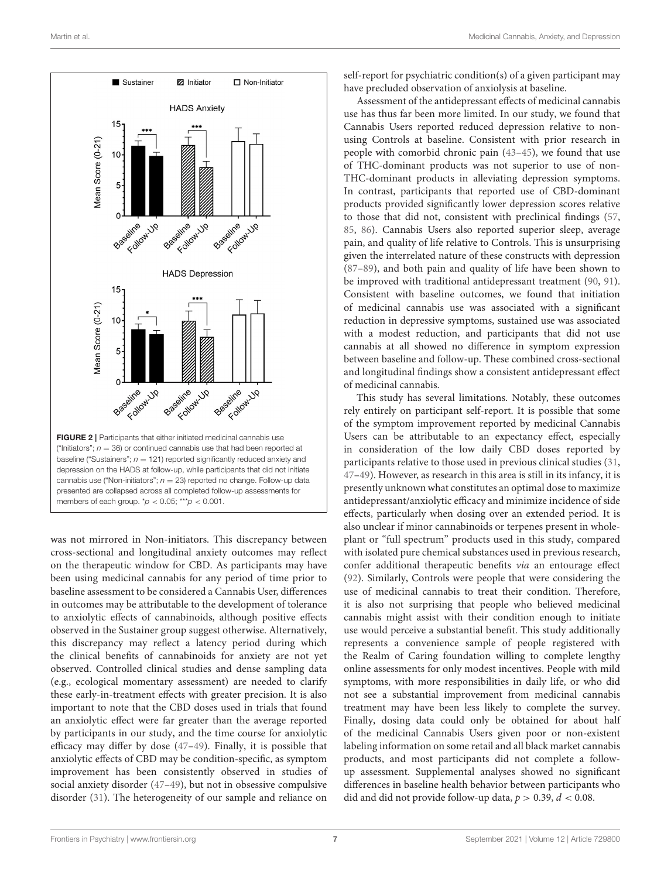FIGURE 2 | Participants that either initiated medicinal cannabis use ("Initiators"; $n = 36$) or continued cannabis use that had been reported at baseline ("Sustainers"; $n = 121$) reported significantly reduced anxiety and depression on the HADS at follow-up, while participants that did not initiate cannabis use ("Non-initiators"; $n = 23$) reported no change. Follow-up data presented are collapsed across all completed follow-up assessments for members of each group. $*p < 0.05$; $***p < 0.001$.

was not mirrored in Non-initiators. This discrepancy between cross-sectional and longitudinal anxiety outcomes may reflect on the therapeutic window for CBD. As participants may have been using medicinal cannabis for any period of time prior to baseline assessment to be considered a Cannabis User, differences in outcomes may be attributable to the development of tolerance to anxiolytic effects of cannabinoids, although positive effects observed in the Sustainer group suggest otherwise. Alternatively, this discrepancy may reflect a latency period during which the clinical benefits of cannabinoids for anxiety are not yet observed. Controlled clinical studies and dense sampling data (e.g., ecological momentary assessment) are needed to clarify these early-in-treatment effects with greater precision. It is also important to note that the CBD doses used in trials that found an anxiolytic effect were far greater than the average reported by participants in our study, and the time course for anxiolytic efficacy may differ by dose (47–49). Finally, it is possible that anxiolytic effects of CBD may be condition-specific, as symptom improvement has been consistently observed in studies of social anxiety disorder (47–49), but not in obsessive compulsive disorder (31). The heterogeneity of our sample and reliance on self-report for psychiatric condition(s) of a given participant may have precluded observation of anxiolysis at baseline.

Assessment of the antidepressant effects of medicinal cannabis use has thus far been more limited. In our study, we found that Cannabis Users reported reduced depression relative to non-using Controls at baseline. Consistent with prior research in people with comorbid chronic pain (43–45), we found that use of THC-dominant products was not superior to use of non-THC-dominant products in alleviating depression symptoms. In contrast, participants that reported use of CBD-dominant products provided significantly lower depression scores relative to those that did not, consistent with preclinical findings (57, 85, 86). Cannabis Users also reported superior sleep, average pain, and quality of life relative to Controls. This is unsurprising given the interrelated nature of these constructs with depression (87–89), and both pain and quality of life have been shown to be improved with traditional antidepressant treatment (90, 91). Consistent with baseline outcomes, we found that initiation of medicinal cannabis use was associated with a significant reduction in depressive symptoms, sustained use was associated with a modest reduction, and participants that did not use cannabis at all showed no difference in symptom expression between baseline and follow-up. These combined cross-sectional and longitudinal findings show a consistent antidepressant effect of medicinal cannabis.

This study has several limitations. Notably, these outcomes rely entirely on participant self-report. It is possible that some of the symptom improvement reported by medicinal Cannabis Users can be attributable to an expectancy effect, especially in consideration of the low daily CBD doses reported by participants relative to those used in previous clinical studies (31, 47–49). However, as research in this area is still in its infancy, it is presently unknown what constitutes an optimal dose to maximize antidepressant/anxiolytic efficacy and minimize incidence of side effects, particularly when dosing over an extended period. It is also unclear if minor cannabinoids or terpenes present in whole-plant or "full spectrum" products used in this study, compared with isolated pure chemical substances used in previous research, confer additional therapeutic benefits *via* an entourage effect (92). Similarly, Controls were people that were considering the use of medicinal cannabis to treat their condition. Therefore, it is also not surprising that people who believed medicinal cannabis might assist with their condition enough to initiate use would perceive a substantial benefit. This study additionally represents a convenience sample of people registered with the Realm of Caring foundation willing to complete lengthy online assessments for only modest incentives. People with mild symptoms, with more responsibilities in daily life, or who did not see a substantial improvement from medicinal cannabis treatment may have been less likely to complete the survey. Finally, dosing data could only be obtained for about half of the medicinal Cannabis Users given poor or non-existent labeling information on some retail and all black market cannabis products, and most participants did not complete a follow-up assessment. Supplemental analyses showed no significant differences in baseline health behavior between participants who did and did not provide follow-up data, $p > 0.39$, $d < 0.08$.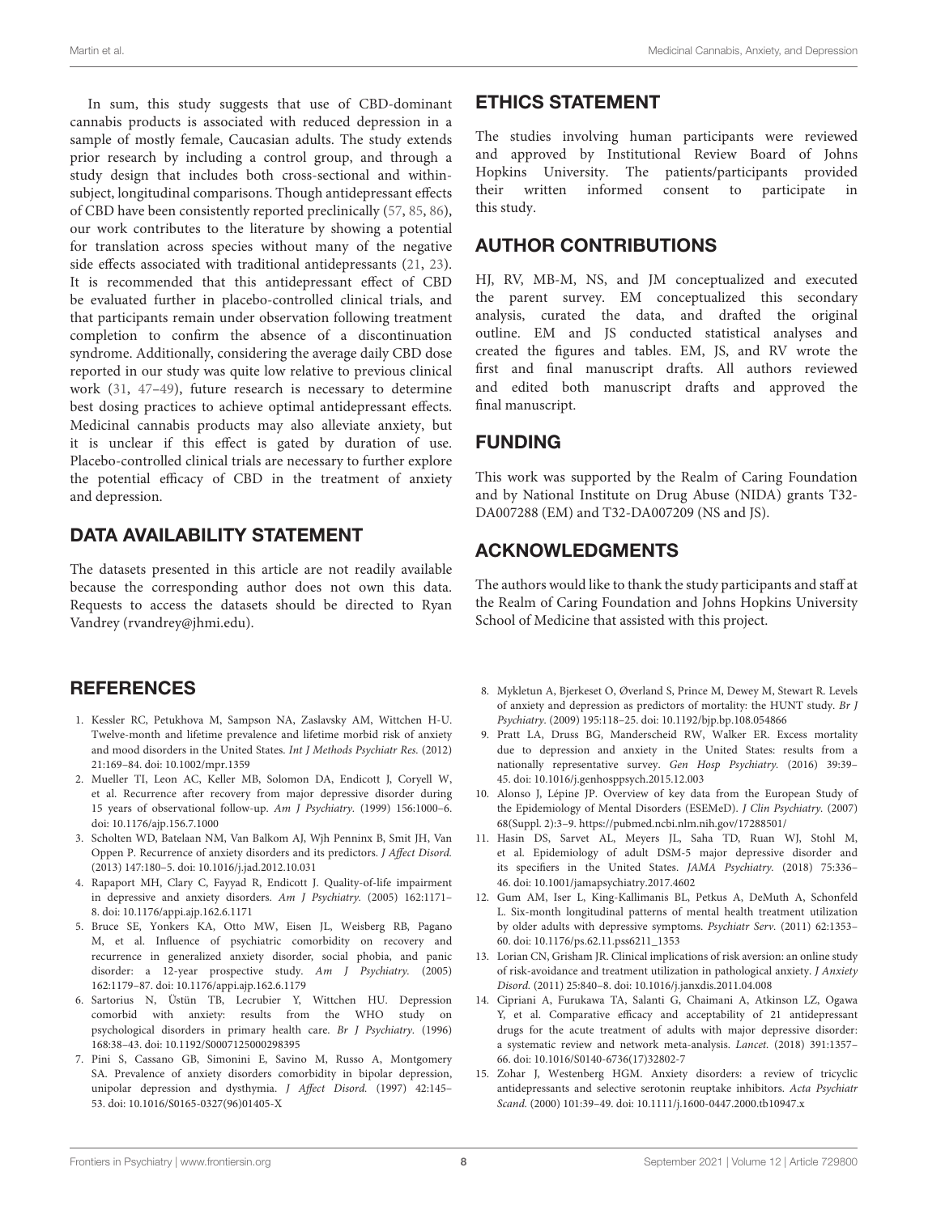In sum, this study suggests that use of CBD-dominant cannabis products is associated with reduced depression in a sample of mostly female, Caucasian adults. The study extends prior research by including a control group, and through a study design that includes both cross-sectional and within-subject, longitudinal comparisons. Though antidepressant effects of CBD have been consistently reported preclinically (57, 85, 86), our work contributes to the literature by showing a potential for translation across species without many of the negative side effects associated with traditional antidepressants (21, 23). It is recommended that this antidepressant effect of CBD be evaluated further in placebo-controlled clinical trials, and that participants remain under observation following treatment completion to confirm the absence of a discontinuation syndrome. Additionally, considering the average daily CBD dose reported in our study was quite low relative to previous clinical work (31, 47–49), future research is necessary to determine best dosing practices to achieve optimal antidepressant effects. Medicinal cannabis products may also alleviate anxiety, but it is unclear if this effect is gated by duration of use. Placebo-controlled clinical trials are necessary to further explore the potential efficacy of CBD in the treatment of anxiety and depression.

## DATA AVAILABILITY STATEMENT

The datasets presented in this article are not readily available because the corresponding author does not own this data. Requests to access the datasets should be directed to Ryan Vandrey (rvandrey@jhmi.edu).

## ETHICS STATEMENT

The studies involving human participants were reviewed and approved by Institutional Review Board of Johns Hopkins University. The patients/participants provided their written informed consent to participate in this study.

## AUTHOR CONTRIBUTIONS

HJ, RV, MB-M, NS, and JM conceptualized and executed the parent survey. EM conceptualized this secondary analysis, curated the data, and drafted the original outline. EM and JS conducted statistical analyses and created the figures and tables. EM, JS, and RV wrote the first and final manuscript drafts. All authors reviewed and edited both manuscript drafts and approved the final manuscript.

## FUNDING

This work was supported by the Realm of Caring Foundation and by National Institute on Drug Abuse (NIDA) grants T32-DA007288 (EM) and T32-DA007209 (NS and JS).

## ACKNOWLEDGMENTS

The authors would like to thank the study participants and staff at the Realm of Caring Foundation and Johns Hopkins University School of Medicine that assisted with this project.

## REFERENCES

1. Kessler RC, Petukhova M, Sampson NA, Zaslavsky AM, Wittchen H-U. Twelve-month and lifetime prevalence and lifetime morbid risk of anxiety and mood disorders in the United States. *Int J Methods Psychiatr Res.* (2012) 21:169–84. doi: 10.1002/mpr.1359
2. Mueller TI, Leon AC, Keller MB, Solomon DA, Endicott J, Coryell W, et al. Recurrence after recovery from major depressive disorder during 15 years of observational follow-up. *Am J Psychiatry.* (1999) 156:1000–6. doi: 10.1176/ajp.156.7.1000
3. Scholten WD, Batelaan NM, Van Balkom AJ, Wjh Penninx B, Smit JH, Van Oppen P. Recurrence of anxiety disorders and its predictors. *J Affect Disord.* (2013) 147:180–5. doi: 10.1016/j.jad.2012.10.031
4. Rapaport MH, Clary C, Fayyad R, Endicott J. Quality-of-life impairment in depressive and anxiety disorders. *Am J Psychiatry.* (2005) 162:1171–8. doi: 10.1176/appi.ajp.162.6.1171
5. Bruce SE, Yonkers KA, Otto MW, Eisen JL, Weisberg RB, Pagano M, et al. Influence of psychiatric comorbidity on recovery and recurrence in generalized anxiety disorder, social phobia, and panic disorder: a 12-year prospective study. *Am J Psychiatry.* (2005) 162:1179–87. doi: 10.1176/appi.ajp.162.6.1179
6. Sartorius N, Üstün TB, Lecrubier Y, Wittchen HU. Depression comorbid with anxiety: results from the WHO study on psychological disorders in primary health care. *Br J Psychiatry.* (1996) 168:38–43. doi: 10.1192/S0007125000298395
7. Pini S, Cassano GB, Simonini E, Savino M, Russo A, Montgomery SA. Prevalence of anxiety disorders comorbidity in bipolar depression, unipolar depression and dysthymia. *J Affect Disord.* (1997) 42:145–53. doi: 10.1016/S0165-0327(96)01405-X
8. Mykletun A, Bjerkeset O, Øverland S, Prince M, Dewey M, Stewart R. Levels of anxiety and depression as predictors of mortality: the HUNT study. *Br J Psychiatry.* (2009) 195:118–25. doi: 10.1192/bjp.bp.108.054866
9. Pratt LA, Druss BG, Manderscheid RW, Walker ER. Excess mortality due to depression and anxiety in the United States: results from a nationally representative survey. *Gen Hosp Psychiatry.* (2016) 39:39–45. doi: 10.1016/j.genhosppsych.2015.12.003
10. Alonso J, Lépine JP. Overview of key data from the European Study of the Epidemiology of Mental Disorders (ESEMeD). *J Clin Psychiatry.* (2007) 68(Suppl. 2):3–9. https://pubmed.ncbi.nlm.nih.gov/17288501/
11. Hasin DS, Sarvet AL, Meyers JL, Saha TD, Ruan WJ, Stohl M, et al. Epidemiology of adult DSM-5 major depressive disorder and its specifiers in the United States. *JAMA Psychiatry.* (2018) 75:336–46. doi: 10.1001/jamapsychiatry.2017.4602
12. Gum AM, Iser L, King-Kallimanis BL, Petkus A, DeMuth A, Schonfeld L. Six-month longitudinal patterns of mental health treatment utilization by older adults with depressive symptoms. *Psychiatr Serv.* (2011) 62:1353–60. doi: 10.1176/ps.62.11.pss6211_1353
13. Lorian CN, Grisham JR. Clinical implications of risk aversion: an online study of risk-avoidance and treatment utilization in pathological anxiety. *J Anxiety Disord.* (2011) 25:840–8. doi: 10.1016/j.janxdis.2011.04.008
14. Cipriani A, Furukawa TA, Salanti G, Chaimani A, Atkinson LZ, Ogawa Y, et al. Comparative efficacy and acceptability of 21 antidepressant drugs for the acute treatment of adults with major depressive disorder: a systematic review and network meta-analysis. *Lancet.* (2018) 391:1357–66. doi: 10.1016/S0140-6736(17)32802-7
15. Zohar J, Westenberg HGM. Anxiety disorders: a review of tricyclic antidepressants and selective serotonin reuptake inhibitors. *Acta Psychiatr Scand.* (2000) 101:39–49. doi: 10.1111/j.1600-0447.2000.tb10947.x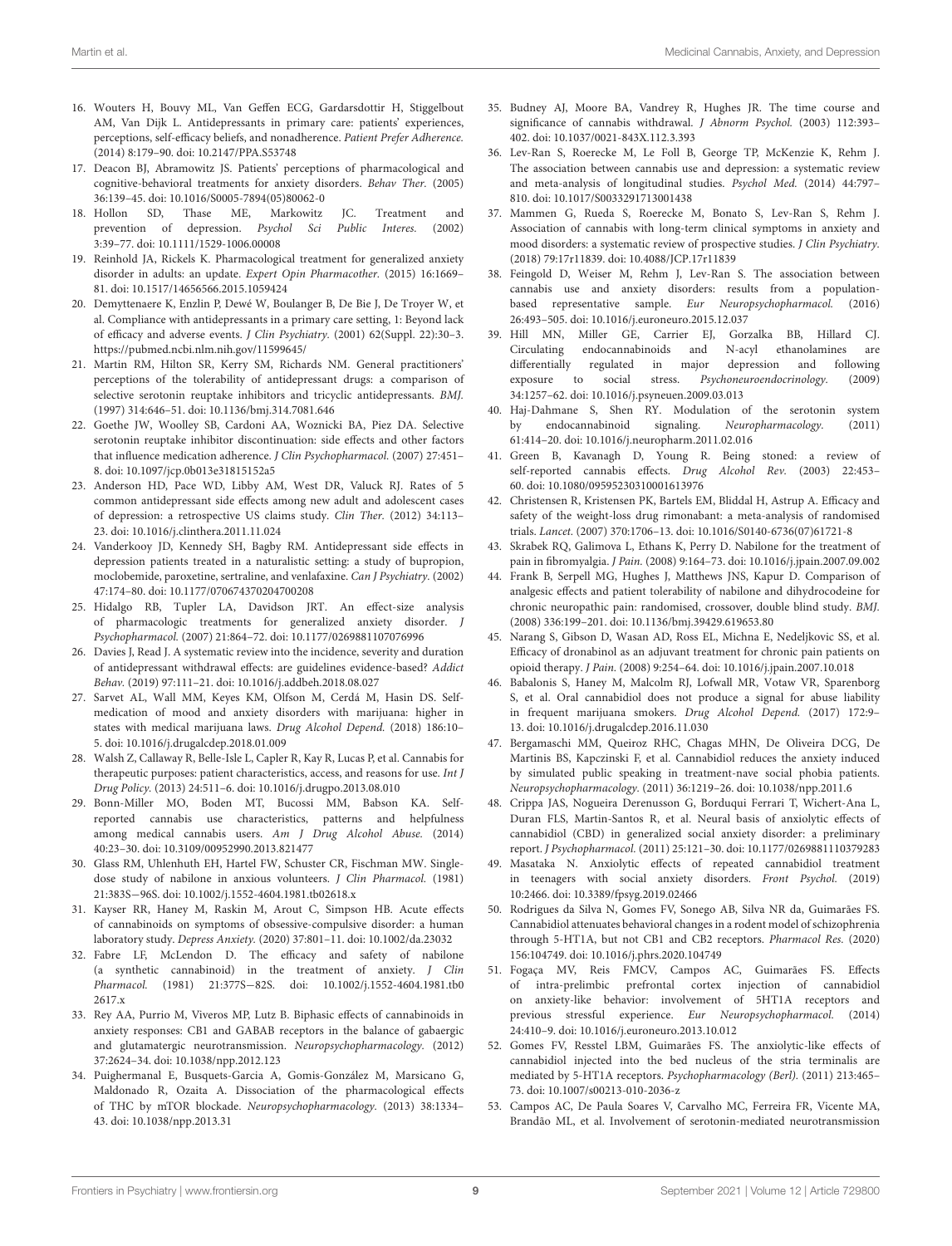16. Wouters H, Bouvy ML, Van Geffen ECG, Gardarsdottir H, Stiggelbout AM, Van Dijk L. Antidepressants in primary care: patients' experiences, perceptions, self-efficacy beliefs, and nonadherence. *Patient Prefer Adherence.* (2014) 8:179–90. doi: 10.2147/PPA.S53748
17. Deacon BJ, Abramowitz JS. Patients' perceptions of pharmacological and cognitive-behavioral treatments for anxiety disorders. *Behav Ther.* (2005) 36:139–45. doi: 10.1016/S0005-7894(05)80062-0
18. Hollon SD, Thase ME, Markowitz JC. Treatment and prevention of depression. *Psychol Sci Public Interes.* (2002) 3:39–77. doi: 10.1111/1529-1006.00008
19. Reinhold JA, Rickels K. Pharmacological treatment for generalized anxiety disorder in adults: an update. *Expert Opin Pharmacother.* (2015) 16:1669–81. doi: 10.1517/14656566.2015.1059424
20. Demyttenaere K, Enzlin P, Dewé W, Boulanger B, De Bie J, De Troyer W, et al. Compliance with antidepressants in a primary care setting, 1: Beyond lack of efficacy and adverse events. *J Clin Psychiatry.* (2001) 62(Suppl. 22):30–3. https://pubmed.ncbi.nlm.nih.gov/11599645/
21. Martin RM, Hilton SR, Kerry SM, Richards NM. General practitioners' perceptions of the tolerability of antidepressant drugs: a comparison of selective serotonin reuptake inhibitors and tricyclic antidepressants. *BMJ.* (1997) 314:646–51. doi: 10.1136/bmj.314.7081.646
22. Goethe JW, Woolley SB, Cardoni AA, Woznicki BA, Piez DA. Selective serotonin reuptake inhibitor discontinuation: side effects and other factors that influence medication adherence. *J Clin Psychopharmacol.* (2007) 27:451–8. doi: 10.1097/jcp.0b013e31815152a5
23. Anderson HD, Pace WD, Libby AM, West DR, Valuck RJ. Rates of 5 common antidepressant side effects among new adult and adolescent cases of depression: a retrospective US claims study. *Clin Ther.* (2012) 34:113–23. doi: 10.1016/j.clinthera.2011.11.024
24. Vanderkooy JD, Kennedy SH, Bagby RM. Antidepressant side effects in depression patients treated in a naturalistic setting: a study of bupropion, moclobemide, paroxetine, sertraline, and venlafaxine. *Can J Psychiatry.* (2002) 47:174–80. doi: 10.1177/070674370204700208
25. Hidalgo RB, Tupler LA, Davidson JRT. An effect-size analysis of pharmacologic treatments for generalized anxiety disorder. *J Psychopharmacol.* (2007) 21:864–72. doi: 10.1177/0269881107076996
26. Davies J, Read J. A systematic review into the incidence, severity and duration of antidepressant withdrawal effects: are guidelines evidence-based? *Addict Behav.* (2019) 97:111–21. doi: 10.1016/j.addbeh.2018.08.027
27. Sarvet AL, Wall MM, Keyes KM, Olfson M, Cerdá M, Hasin DS. Self-medication of mood and anxiety disorders with marijuana: higher in states with medical marijuana laws. *Drug Alcohol Depend.* (2018) 186:10–5. doi: 10.1016/j.drugalcdep.2018.01.009
28. Walsh Z, Callaway R, Belle-Isle L, Capler R, Kay R, Lucas P, et al. Cannabis for therapeutic purposes: patient characteristics, access, and reasons for use. *Int J Drug Policy.* (2013) 24:511–6. doi: 10.1016/j.drugpo.2013.08.010
29. Bonn-Miller MO, Boden MT, Bucossi MM, Babson KA. Self-reported cannabis use characteristics, patterns and helpfulness among medical cannabis users. *Am J Drug Alcohol Abuse.* (2014) 40:23–30. doi: 10.3109/00952990.2013.821477
30. Glass RM, Uhlenhuth EH, Hartel FW, Schuster CR, Fischman MW. Single-dose study of nabilone in anxious volunteers. *J Clin Pharmacol.* (1981) 21:383S—96S. doi: 10.1002/j.1552-4604.1981.tb02618.x
31. Kayser RR, Haney M, Raskin M, Arout C, Simpson HB. Acute effects of cannabinoids on symptoms of obsessive-compulsive disorder: a human laboratory study. *Depress Anxiety.* (2020) 37:801–11. doi: 10.1002/da.23032
32. Fabre LF, McLendon D. The efficacy and safety of nabilone (a synthetic cannabinoid) in the treatment of anxiety. *J Clin Pharmacol.* (1981) 21:377S—82S. doi: 10.1002/j.1552-4604.1981.tb02617.x
33. Rey AA, Purrio M, Viveros MP, Lutz B. Biphasic effects of cannabinoids in anxiety responses: CB1 and GABAB receptors in the balance of gabaergic and glutamatergic neurotransmission. *Neuropsychopharmacology.* (2012) 37:2624–34. doi: 10.1038/npp.2012.123
34. Puighermanal E, Busquets-Garcia A, Gomis-González M, Marsicano G, Maldonado R, Ozaita A. Dissociation of the pharmacological effects of THC by mTOR blockade. *Neuropsychopharmacology.* (2013) 38:1334–43. doi: 10.1038/npp.2013.31
35. Budney AJ, Moore BA, Vandrey R, Hughes JR. The time course and significance of cannabis withdrawal. *J Abnorm Psychol.* (2003) 112:393–402. doi: 10.1037/0021-843X.112.3.393
36. Lev-Ran S, Roerecke M, Le Foll B, George TP, McKenzie K, Rehm J. The association between cannabis use and depression: a systematic review and meta-analysis of longitudinal studies. *Psychol Med.* (2014) 44:797–810. doi: 10.1017/S0033291713001438
37. Mammen G, Rueda S, Roerecke M, Bonato S, Lev-Ran S, Rehm J. Association of cannabis with long-term clinical symptoms in anxiety and mood disorders: a systematic review of prospective studies. *J Clin Psychiatry.* (2018) 79:17r11839. doi: 10.4088/JCP.17r11839
38. Feingold D, Weiser M, Rehm J, Lev-Ran S. The association between cannabis use and anxiety disorders: results from a population-based representative sample. *Eur Neuropsychopharmacol.* (2016) 26:493–505. doi: 10.1016/j.euroneuro.2015.12.037
39. Hill MN, Miller GE, Carrier EJ, Gorzalka BB, Hillard CJ. Circulating endocannabinoids and N-acyl ethanolamines are differentially regulated in major depression and following exposure to social stress. *Psychoneuroendocrinology.* (2009) 34:1257–62. doi: 10.1016/j.psyneuen.2009.03.013
40. Haj-Dahmane S, Shen RY. Modulation of the serotonin system by endocannabinoid signaling. *Neuropharmacology.* (2011) 61:414–20. doi: 10.1016/j.neuropharm.2011.02.016
41. Green B, Kavanagh D, Young R. Being stoned: a review of self-reported cannabis effects. *Drug Alcohol Rev.* (2003) 22:453–60. doi: 10.1080/09595230310001613976
42. Christensen R, Kristensen PK, Bartels EM, Bliddal H, Astrup A. Efficacy and safety of the weight-loss drug rimonabant: a meta-analysis of randomised trials. *Lancet.* (2007) 370:1706–13. doi: 10.1016/S0140-6736(07)61721-8
43. Skrabek RQ, Galimova L, Ethans K, Perry D. Nabilone for the treatment of pain in fibromyalgia. *J Pain.* (2008) 9:164–73. doi: 10.1016/j.jpain.2007.09.002
44. Frank B, Serpell MG, Hughes J, Matthews JNS, Kapur D. Comparison of analgesic effects and patient tolerability of nabilone and dihydrocodeine for chronic neuropathic pain: randomised, crossover, double blind study. *BMJ.* (2008) 336:199–201. doi: 10.1136/bmj.39429.619653.80
45. Narang S, Gibson D, Wasan AD, Ross EL, Michna E, Nedeljkovic SS, et al. Efficacy of dronabinol as an adjuvant treatment for chronic pain patients on opioid therapy. *J Pain.* (2008) 9:254–64. doi: 10.1016/j.jpain.2007.10.018
46. Babalonis S, Haney M, Malcolm RJ, Lofwall MR, Votaw VR, Sparenborg S, et al. Oral cannabidiol does not produce a signal for abuse liability in frequent marijuana smokers. *Drug Alcohol Depend.* (2017) 172:9–13. doi: 10.1016/j.drugalcdep.2016.11.030
47. Bergamaschi MM, Queiroz RHC, Chagas MHN, De Oliveira DCG, De Martinis BS, Kapczinski F, et al. Cannabidiol reduces the anxiety induced by simulated public speaking in treatment-nave social phobia patients. *Neuropsychopharmacology.* (2011) 36:1219–26. doi: 10.1038/npp.2011.6
48. Crippa JAS, Nogueira Derenusson G, Borduqui Ferrari T, Wichert-Ana L, Duran FLS, Martin-Santos R, et al. Neural basis of anxiolytic effects of cannabidiol (CBD) in generalized social anxiety disorder: a preliminary report. *J Psychopharmacol.* (2011) 25:121–30. doi: 10.1177/0269881110379283
49. Masataka N. Anxiolytic effects of repeated cannabidiol treatment in teenagers with social anxiety disorders. *Front Psychol.* (2019) 10:2466. doi: 10.3389/fpsyg.2019.02466
50. Rodrigues da Silva N, Gomes FV, Sonego AB, Silva NR da, Guimarães FS. Cannabidiol attenuates behavioral changes in a rodent model of schizophrenia through 5-HT1A, but not CB1 and CB2 receptors. *Pharmacol Res.* (2020) 156:104749. doi: 10.1016/j.phrs.2020.104749
51. Fogaça MV, Reis FMCV, Campos AC, Guimarães FS. Effects of intra-prelimbic prefrontal cortex injection of cannabidiol on anxiety-like behavior: involvement of 5HT1A receptors and previous stressful experience. *Eur Neuropsychopharmacol.* (2014) 24:410–9. doi: 10.1016/j.euroneuro.2013.10.012
52. Gomes FV, Resstel LBM, Guimarães FS. The anxiolytic-like effects of cannabidiol injected into the bed nucleus of the stria terminalis are mediated by 5-HT1A receptors. *Psychopharmacology (Berl).* (2011) 213:465–73. doi: 10.1007/s00213-010-2036-z
53. Campos AC, De Paula Soares V, Carvalho MC, Ferreira FR, Vicente MA, Brandão ML, et al. Involvement of serotonin-mediated neurotransmission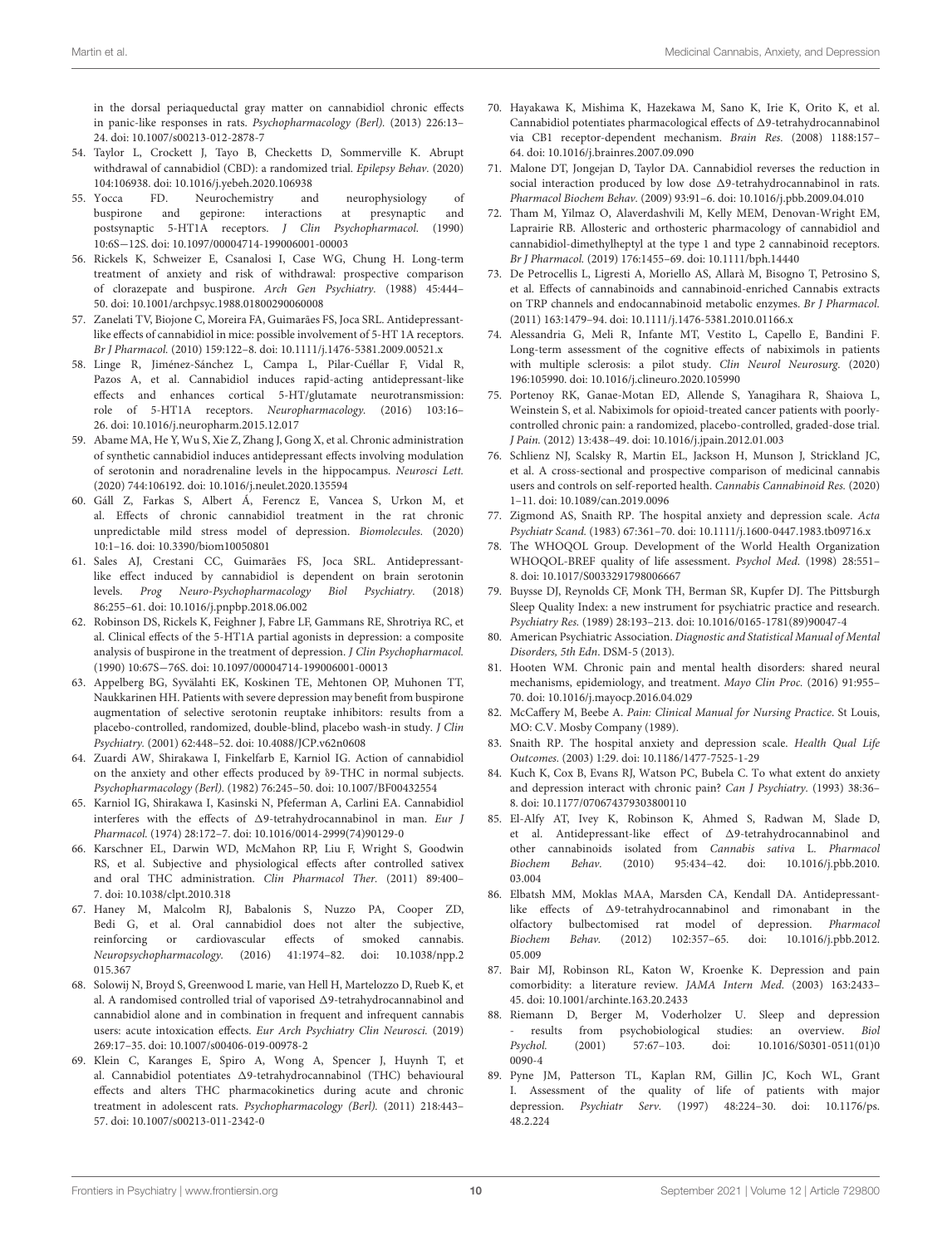in the dorsal periaqueductal gray matter on cannabidiol chronic effects in panic-like responses in rats. *Psychopharmacology (Berl).* (2013) 226:13–24. doi: 10.1007/s00213-012-2878-7

54. Taylor L, Crockett J, Tayo B, Checketts D, Sommerville K. Abrupt withdrawal of cannabidiol (CBD): a randomized trial. *Epilepsy Behav.* (2020) 104:106938. doi: 10.1016/j.yebeh.2020.106938
55. Yocca FD. Neurochemistry and neurophysiology of buspirone and gepirone: interactions at presynaptic and postsynaptic 5-HT1A receptors. *J Clin Psychopharmacol.* (1990) 10:6S—12S. doi: 10.1097/00004714-199006001-00003
56. Rickels K, Schweizer E, Csanalosi I, Case WG, Chung H. Long-term treatment of anxiety and risk of withdrawal: prospective comparison of clorazepate and buspirone. *Arch Gen Psychiatry.* (1988) 45:444–50. doi: 10.1001/archpsyc.1988.01800290060008
57. Zanelati TV, Biojone C, Moreira FA, Guimarães FS, Joca SRL. Antidepressant-like effects of cannabidiol in mice: possible involvement of 5-HT 1A receptors. *Br J Pharmacol.* (2010) 159:122–8. doi: 10.1111/j.1476-5381.2009.00521.x
58. Linge R, Jiménez-Sánchez L, Campa L, Pilar-Cuéllar F, Vidal R, Pazos A, et al. Cannabidiol induces rapid-acting antidepressant-like effects and enhances cortical 5-HT/glutamate neurotransmission: role of 5-HT1A receptors. *Neuropharmacology.* (2016) 103:16–26. doi: 10.1016/j.neuropharm.2015.12.017
59. Abame MA, He Y, Wu S, Xie Z, Zhang J, Gong X, et al. Chronic administration of synthetic cannabidiol induces antidepressant effects involving modulation of serotonin and noradrenaline levels in the hippocampus. *Neurosci Lett.* (2020) 744:106192. doi: 10.1016/j.neulet.2020.135594
60. Gáll Z, Farkas S, Albert Á, Ferencz E, Vancea S, Urkon M, et al. Effects of chronic cannabidiol treatment in the rat chronic unpredictable mild stress model of depression. *Biomolecules.* (2020) 10:1–16. doi: 10.3390/biom10050801
61. Sales AJ, Crestani CC, Guimarães FS, Joca SRL. Antidepressant-like effect induced by cannabidiol is dependent on brain serotonin levels. *Prog Neuro-Psychopharmacology Biol Psychiatry.* (2018) 86:255–61. doi: 10.1016/j.pnpbp.2018.06.002
62. Robinson DS, Rickels K, Feighner J, Fabre LF, Gammans RE, Shrotriya RC, et al. Clinical effects of the 5-HT1A partial agonists in depression: a composite analysis of buspirone in the treatment of depression. *J Clin Psychopharmacol.* (1990) 10:67S—76S. doi: 10.1097/00004714-199006001-00013
63. Appelberg BG, Syvälahti EK, Koskinen TE, Mehtonen OP, Muhonen TT, Naukkarinen HH. Patients with severe depression may benefit from buspirone augmentation of selective serotonin reuptake inhibitors: results from a placebo-controlled, randomized, double-blind, placebo wash-in study. *J Clin Psychiatry.* (2001) 62:448–52. doi: 10.4088/JCP.v62n0608
64. Zuardi AW, Shirakawa I, Finkelfarb E, Karniol IG. Action of cannabidiol on the anxiety and other effects produced by δ9-THC in normal subjects. *Psychopharmacology (Berl).* (1982) 76:245–50. doi: 10.1007/BF00432554
65. Karniol IG, Shirakawa I, Kasinski N, Pfeferman A, Carlini EA. Cannabidiol interferes with the effects of Δ9-tetrahydrocannabinol in man. *Eur J Pharmacol.* (1974) 28:172–7. doi: 10.1016/0014-2999(74)90129-0
66. Karschner EL, Darwin WD, McMahon RP, Liu F, Wright S, Goodwin RS, et al. Subjective and physiological effects after controlled sativex and oral THC administration. *Clin Pharmacol Ther.* (2011) 89:400–7. doi: 10.1038/clpt.2010.318
67. Haney M, Malcolm RJ, Babalonis S, Nuzzo PA, Cooper ZD, Bedi G, et al. Oral cannabidiol does not alter the subjective, reinforcing or cardiovascular effects of smoked cannabis. *Neuropsychopharmacology.* (2016) 41:1974–82. doi: 10.1038/npp.2015.367
68. Solowij N, Broyd S, Greenwood L marie, van Hell H, Martelozzo D, Rueb K, et al. A randomised controlled trial of vaporised Δ9-tetrahydrocannabinol and cannabidiol alone and in combination in frequent and infrequent cannabis users: acute intoxication effects. *Eur Arch Psychiatry Clin Neurosci.* (2019) 269:17–35. doi: 10.1007/s00406-019-00978-2
69. Klein C, Karanges E, Spiro A, Wong A, Spencer J, Huynh T, et al. Cannabidiol potentiates Δ9-tetrahydrocannabinol (THC) behavioural effects and alters THC pharmacokinetics during acute and chronic treatment in adolescent rats. *Psychopharmacology (Berl).* (2011) 218:443–57. doi: 10.1007/s00213-011-2342-0
70. Hayakawa K, Mishima K, Hazekawa M, Sano K, Irie K, Orito K, et al. Cannabidiol potentiates pharmacological effects of Δ9-tetrahydrocannabinol via CB1 receptor-dependent mechanism. *Brain Res.* (2008) 1188:157–64. doi: 10.1016/j.brainres.2007.09.090
71. Malone DT, Jongejan D, Taylor DA. Cannabidiol reverses the reduction in social interaction produced by low dose Δ9-tetrahydrocannabinol in rats. *Pharmacol Biochem Behav.* (2009) 93:91–6. doi: 10.1016/j.pbb.2009.04.010
72. Tham M, Yilmaz O, Alaverdashvili M, Kelly MEM, Denovan-Wright EM, Laprairie RB. Allosteric and orthosteric pharmacology of cannabidiol and cannabidiol-dimethylheptyl at the type 1 and type 2 cannabinoid receptors. *Br J Pharmacol.* (2019) 176:1455–69. doi: 10.1111/bph.14440
73. De Petrocellis L, Ligresti A, Moriello AS, Allarà M, Bisogno T, Petrosino S, et al. Effects of cannabinoids and cannabinoid-enriched Cannabis extracts on TRP channels and endocannabinoid metabolic enzymes. *Br J Pharmacol.* (2011) 163:1479–94. doi: 10.1111/j.1476-5381.2010.01166.x
74. Alessandria G, Meli R, Infante MT, Vestito L, Capello E, Bandini F. Long-term assessment of the cognitive effects of nabiximols in patients with multiple sclerosis: a pilot study. *Clin Neurol Neurosurg.* (2020) 196:105990. doi: 10.1016/j.clineuro.2020.105990
75. Portenoy RK, Ganae-Motan ED, Allende S, Yanagihara R, Shaiova L, Weinstein S, et al. Nabiximols for opioid-treated cancer patients with poorly-controlled chronic pain: a randomized, placebo-controlled, graded-dose trial. *J Pain.* (2012) 13:438–49. doi: 10.1016/j.jpain.2012.01.003
76. Schlienz NJ, Scalsky R, Martin EL, Jackson H, Munson J, Strickland JC, et al. A cross-sectional and prospective comparison of medicinal cannabis users and controls on self-reported health. *Cannabis Cannabinoid Res.* (2020) 1–11. doi: 10.1089/can.2019.0096
77. Zigmond AS, Snaith RP. The hospital anxiety and depression scale. *Acta Psychiatr Scand.* (1983) 67:361–70. doi: 10.1111/j.1600-0447.1983.tb09716.x
78. The WHOQOL Group. Development of the World Health Organization WHOQOL-BREF quality of life assessment. *Psychol Med.* (1998) 28:551–8. doi: 10.1017/S0033291798006667
79. Buysse DJ, Reynolds CF, Monk TH, Berman SR, Kupfer DJ. The Pittsburgh Sleep Quality Index: a new instrument for psychiatric practice and research. *Psychiatry Res.* (1989) 28:193–213. doi: 10.1016/0165-1781(89)90047-4
80. American Psychiatric Association. *Diagnostic and Statistical Manual of Mental Disorders, 5th Edn.* DSM-5 (2013).
81. Hooten WM. Chronic pain and mental health disorders: shared neural mechanisms, epidemiology, and treatment. *Mayo Clin Proc.* (2016) 91:955–70. doi: 10.1016/j.mayocp.2016.04.029
82. McCaffery M, Beebe A. *Pain: Clinical Manual for Nursing Practice.* St Louis, MO: C.V. Mosby Company (1989).
83. Snaith RP. The hospital anxiety and depression scale. *Health Qual Life Outcomes.* (2003) 1:29. doi: 10.1186/1477-7525-1-29
84. Kuch K, Cox B, Evans RJ, Watson PC, Bubela C. To what extent do anxiety and depression interact with chronic pain? *Can J Psychiatry.* (1993) 38:36–8. doi: 10.1177/070674379303800110
85. El-Alfy AT, Ivey K, Robinson K, Ahmed S, Radwan M, Slade D, et al. Antidepressant-like effect of Δ9-tetrahydrocannabinol and other cannabinoids isolated from *Cannabis sativa* L. *Pharmacol Biochem Behav.* (2010) 95:434–42. doi: 10.1016/j.pbb.2010.03.004
86. Elbatsh MM, Moklas MAA, Marsden CA, Kendall DA. Antidepressant-like effects of Δ9-tetrahydrocannabinol and rimonabant in the olfactory bulbectomised rat model of depression. *Pharmacol Biochem Behav.* (2012) 102:357–65. doi: 10.1016/j.pbb.2012.05.009
87. Bair MJ, Robinson RL, Katon W, Kroenke K. Depression and pain comorbidity: a literature review. *JAMA Intern Med.* (2003) 163:2433–45. doi: 10.1001/archinte.163.20.2433
88. Riemann D, Berger M, Voderholzer U. Sleep and depression - results from psychobiological studies: an overview. *Biol Psychol.* (2001) 57:67–103. doi: 10.1016/S0301-0511(01)00090-4
89. Pyne JM, Patterson TL, Kaplan RM, Gillin JC, Koch WL, Grant I. Assessment of the quality of life of patients with major depression. *Psychiatr Serv.* (1997) 48:224–30. doi: 10.1176/ps.48.2.224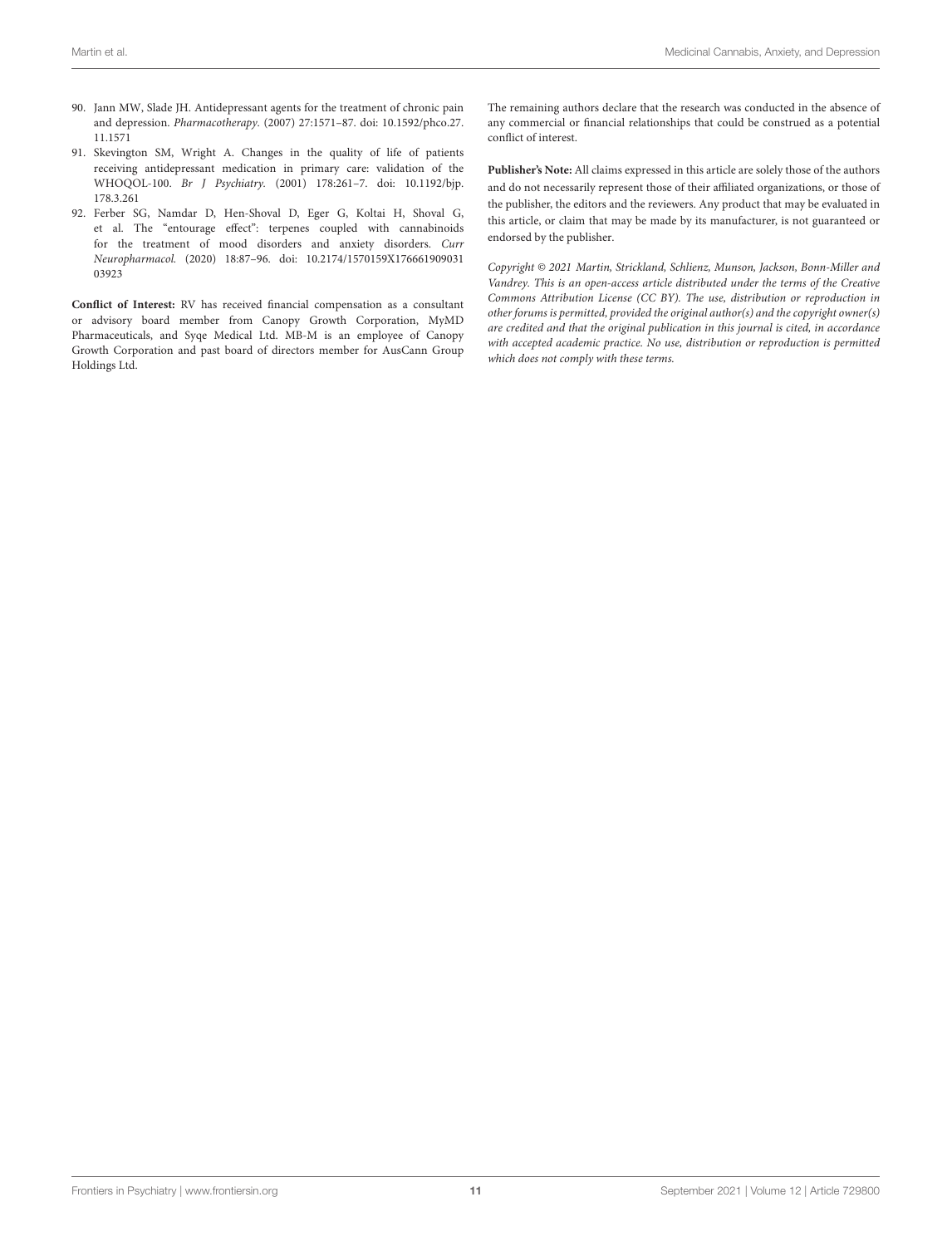90. Jann MW, Slade JH. Antidepressant agents for the treatment of chronic pain and depression. *Pharmacotherapy.* (2007) 27:1571–87. doi: 10.1592/phco.27.11.1571

91. Skevington SM, Wright A. Changes in the quality of life of patients receiving antidepressant medication in primary care: validation of the WHOQOL-100. *Br J Psychiatry.* (2001) 178:261–7. doi: 10.1192/bjp.178.3.261

92. Ferber SG, Namdar D, Hen-Shoval D, Eger G, Koltai H, Shoval G, et al. The "entourage effect": terpenes coupled with cannabinoids for the treatment of mood disorders and anxiety disorders. *Curr Neuropharmacol.* (2020) 18:87–96. doi: 10.2174/1570159X17666190903103923

**Conflict of Interest:** RV has received financial compensation as a consultant or advisory board member from Canopy Growth Corporation, MyMD Pharmaceuticals, and Syqe Medical Ltd. MB-M is an employee of Canopy Growth Corporation and past board of directors member for AusCann Group Holdings Ltd.

The remaining authors declare that the research was conducted in the absence of any commercial or financial relationships that could be construed as a potential conflict of interest.

**Publisher's Note:** All claims expressed in this article are solely those of the authors and do not necessarily represent those of their affiliated organizations, or those of the publisher, the editors and the reviewers. Any product that may be evaluated in this article, or claim that may be made by its manufacturer, is not guaranteed or endorsed by the publisher.

*Copyright © 2021 Martin, Strickland, Schlienz, Munson, Jackson, Bonn-Miller and Vandrey. This is an open-access article distributed under the terms of the Creative Commons Attribution License (CC BY). The use, distribution or reproduction in other forums is permitted, provided the original author(s) and the copyright owner(s) are credited and that the original publication in this journal is cited, in accordance with accepted academic practice. No use, distribution or reproduction is permitted which does not comply with these terms.*